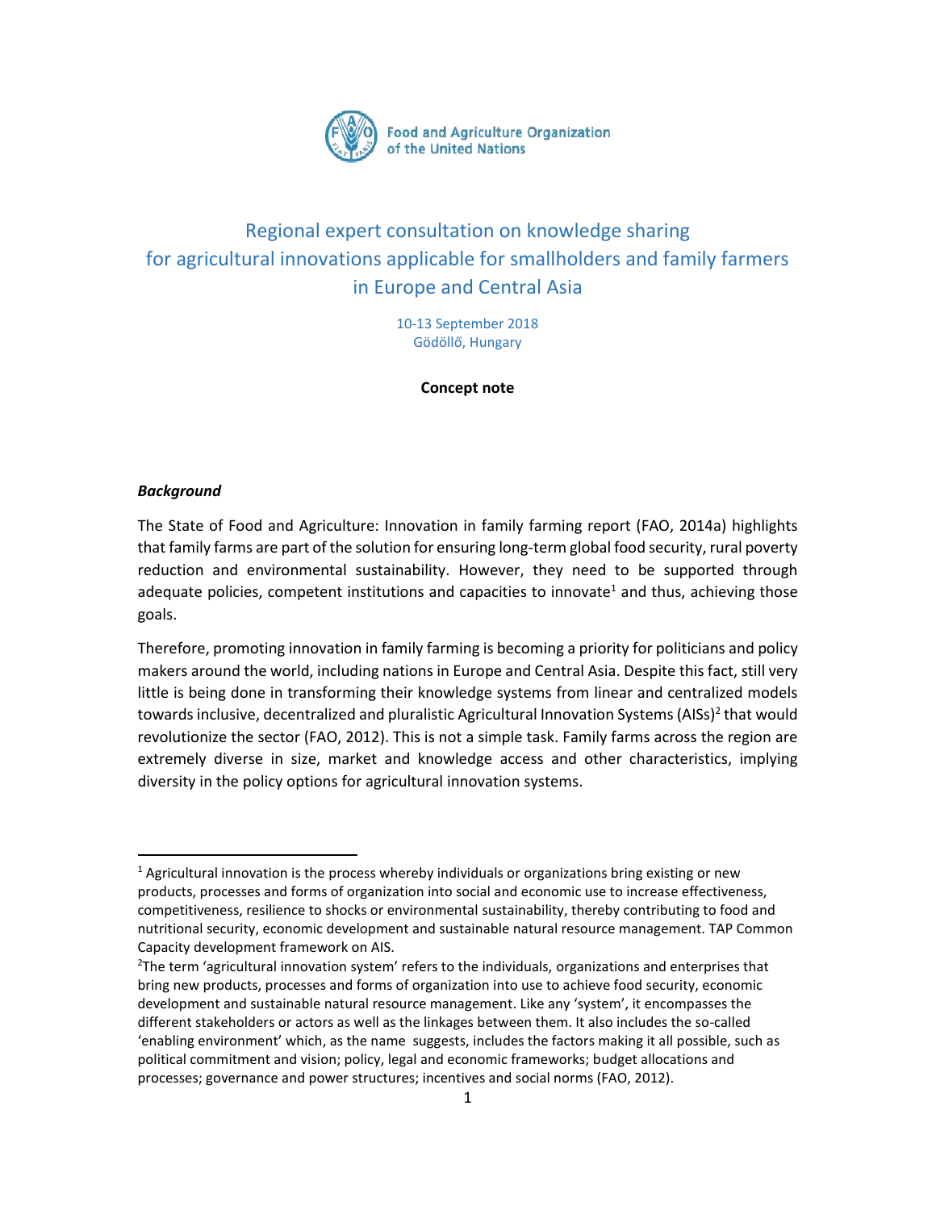Food and Agriculture Organization of the United Nations

# Regional expert consultation on knowledge sharing for agricultural innovations applicable for smallholders and family farmers in Europe and Central Asia

10-13 September 2018
Gödöllő, Hungary

**Concept note**

## *Background*

The State of Food and Agriculture: Innovation in family farming report (FAO, 2014a) highlights that family farms are part of the solution for ensuring long-term global food security, rural poverty reduction and environmental sustainability. However, they need to be supported through adequate policies, competent institutions and capacities to innovate[1] and thus, achieving those goals.

Therefore, promoting innovation in family farming is becoming a priority for politicians and policy makers around the world, including nations in Europe and Central Asia. Despite this fact, still very little is being done in transforming their knowledge systems from linear and centralized models towards inclusive, decentralized and pluralistic Agricultural Innovation Systems (AISs)[2] that would revolutionize the sector (FAO, 2012). This is not a simple task. Family farms across the region are extremely diverse in size, market and knowledge access and other characteristics, implying diversity in the policy options for agricultural innovation systems.

---

[1] Agricultural innovation is the process whereby individuals or organizations bring existing or new products, processes and forms of organization into social and economic use to increase effectiveness, competitiveness, resilience to shocks or environmental sustainability, thereby contributing to food and nutritional security, economic development and sustainable natural resource management. TAP Common Capacity development framework on AIS.

[2] The term 'agricultural innovation system' refers to the individuals, organizations and enterprises that bring new products, processes and forms of organization into use to achieve food security, economic development and sustainable natural resource management. Like any 'system', it encompasses the different stakeholders or actors as well as the linkages between them. It also includes the so-called 'enabling environment' which, as the name suggests, includes the factors making it all possible, such as political commitment and vision; policy, legal and economic frameworks; budget allocations and processes; governance and power structures; incentives and social norms (FAO, 2012).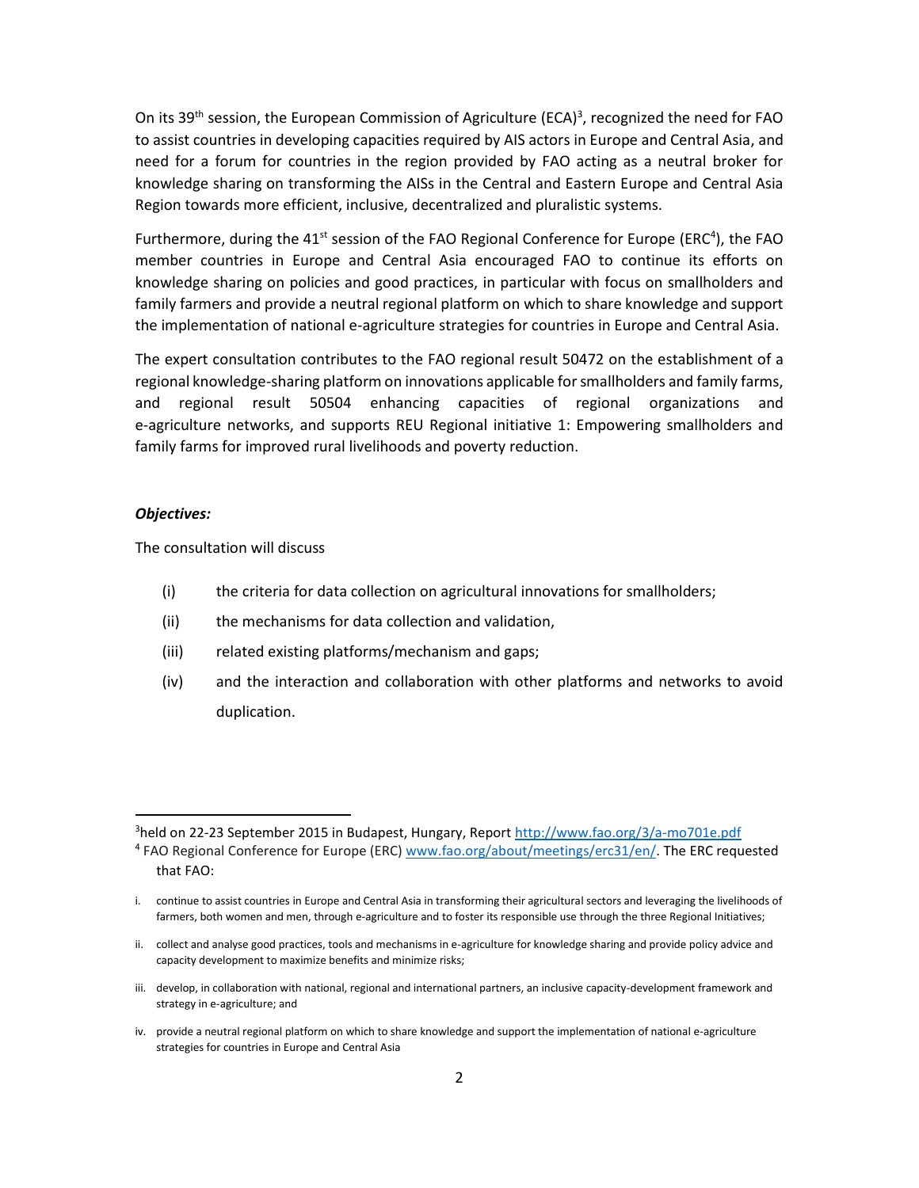On its 39th session, the European Commission of Agriculture (ECA)[3], recognized the need for FAO to assist countries in developing capacities required by AIS actors in Europe and Central Asia, and need for a forum for countries in the region provided by FAO acting as a neutral broker for knowledge sharing on transforming the AISs in the Central and Eastern Europe and Central Asia Region towards more efficient, inclusive, decentralized and pluralistic systems.

Furthermore, during the 41st session of the FAO Regional Conference for Europe (ERC[4]), the FAO member countries in Europe and Central Asia encouraged FAO to continue its efforts on knowledge sharing on policies and good practices, in particular with focus on smallholders and family farmers and provide a neutral regional platform on which to share knowledge and support the implementation of national e-agriculture strategies for countries in Europe and Central Asia.

The expert consultation contributes to the FAO regional result 50472 on the establishment of a regional knowledge-sharing platform on innovations applicable for smallholders and family farms, and regional result 50504 enhancing capacities of regional organizations and e-agriculture networks, and supports REU Regional initiative 1: Empowering smallholders and family farms for improved rural livelihoods and poverty reduction.

***Objectives:***

The consultation will discuss

(i) the criteria for data collection on agricultural innovations for smallholders;

(ii) the mechanisms for data collection and validation,

(iii) related existing platforms/mechanism and gaps;

(iv) and the interaction and collaboration with other platforms and networks to avoid duplication.

---

[3] held on 22-23 September 2015 in Budapest, Hungary, Report http://www.fao.org/3/a-mo701e.pdf

[4] FAO Regional Conference for Europe (ERC) www.fao.org/about/meetings/erc31/en/. The ERC requested that FAO:

i. continue to assist countries in Europe and Central Asia in transforming their agricultural sectors and leveraging the livelihoods of farmers, both women and men, through e-agriculture and to foster its responsible use through the three Regional Initiatives;

ii. collect and analyse good practices, tools and mechanisms in e-agriculture for knowledge sharing and provide policy advice and capacity development to maximize benefits and minimize risks;

iii. develop, in collaboration with national, regional and international partners, an inclusive capacity-development framework and strategy in e-agriculture; and

iv. provide a neutral regional platform on which to share knowledge and support the implementation of national e-agriculture strategies for countries in Europe and Central Asia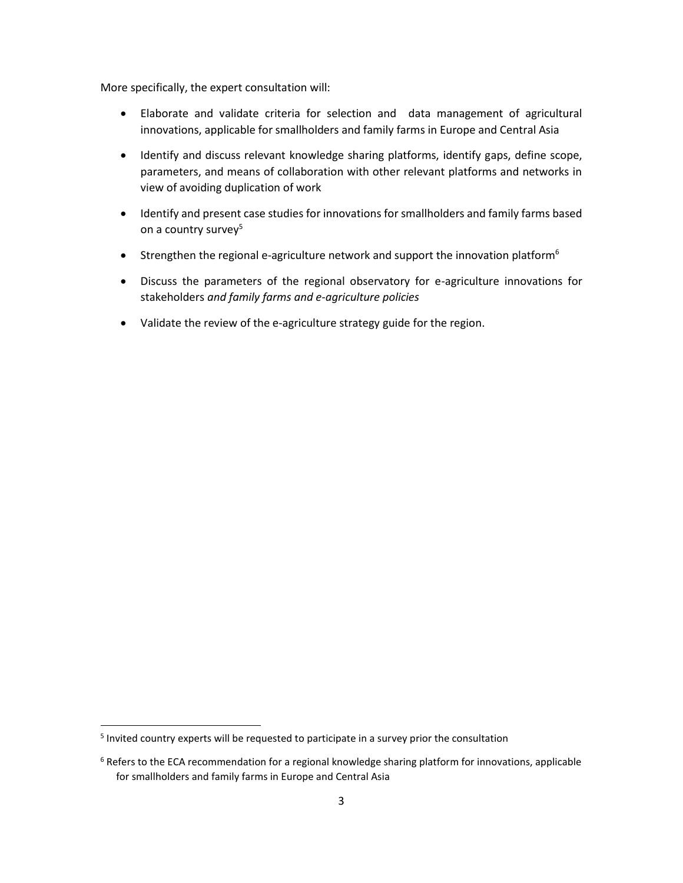More specifically, the expert consultation will:

- Elaborate and validate criteria for selection and data management of agricultural innovations, applicable for smallholders and family farms in Europe and Central Asia
- Identify and discuss relevant knowledge sharing platforms, identify gaps, define scope, parameters, and means of collaboration with other relevant platforms and networks in view of avoiding duplication of work
- Identify and present case studies for innovations for smallholders and family farms based on a country survey[5]
- Strengthen the regional e-agriculture network and support the innovation platform[6]
- Discuss the parameters of the regional observatory for e-agriculture innovations for stakeholders *and family farms and e-agriculture policies*
- Validate the review of the e-agriculture strategy guide for the region.

---

[5] Invited country experts will be requested to participate in a survey prior the consultation

[6] Refers to the ECA recommendation for a regional knowledge sharing platform for innovations, applicable for smallholders and family farms in Europe and Central Asia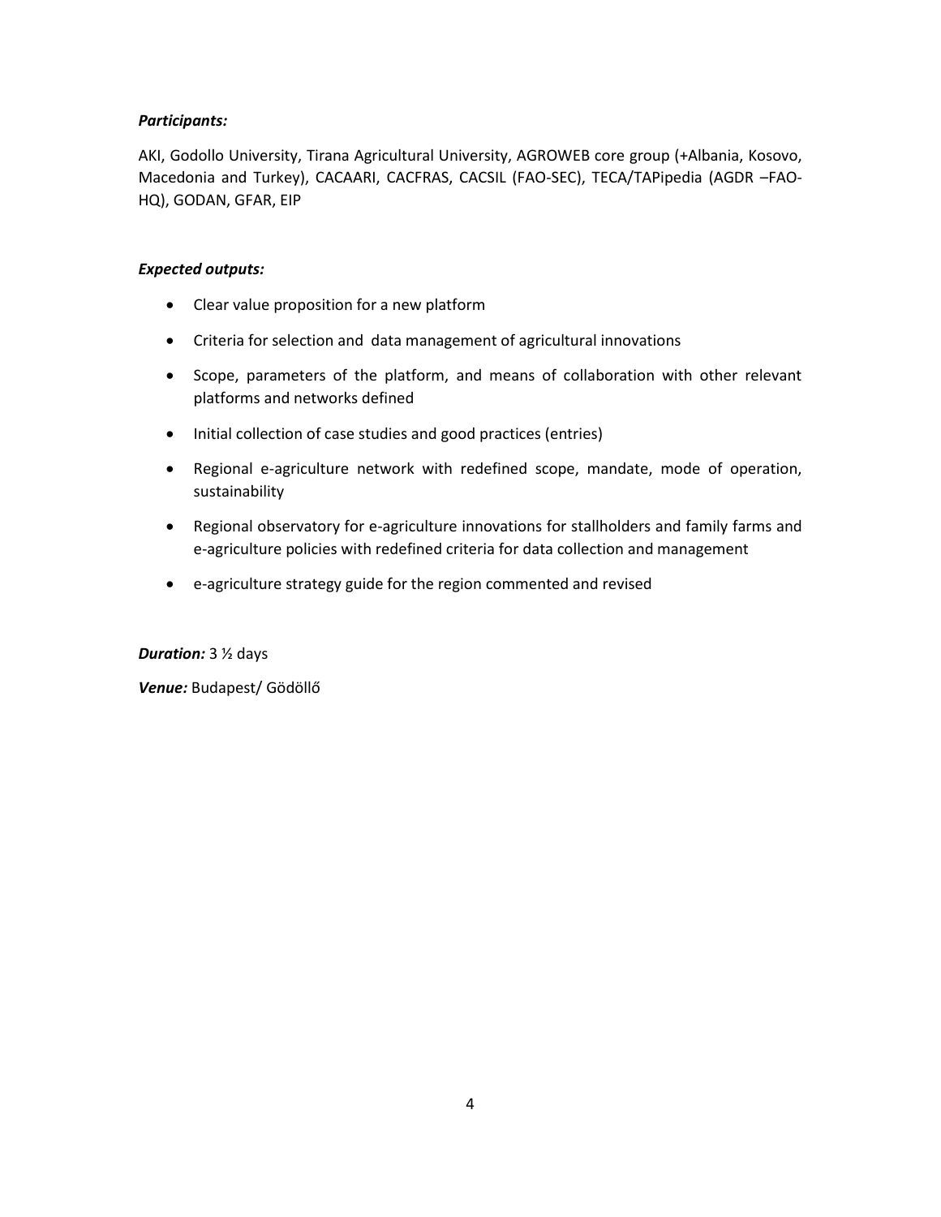***Participants:***

AKI, Godollo University, Tirana Agricultural University, AGROWEB core group (+Albania, Kosovo, Macedonia and Turkey), CACAARI, CACFRAS, CACSIL (FAO-SEC), TECA/TAPipedia (AGDR –FAO-HQ), GODAN, GFAR, EIP

***Expected outputs:***

- Clear value proposition for a new platform
- Criteria for selection and data management of agricultural innovations
- Scope, parameters of the platform, and means of collaboration with other relevant platforms and networks defined
- Initial collection of case studies and good practices (entries)
- Regional e-agriculture network with redefined scope, mandate, mode of operation, sustainability
- Regional observatory for e-agriculture innovations for stallholders and family farms and e-agriculture policies with redefined criteria for data collection and management
- e-agriculture strategy guide for the region commented and revised

***Duration:*** 3 ½ days

***Venue:*** Budapest/ Gödöllő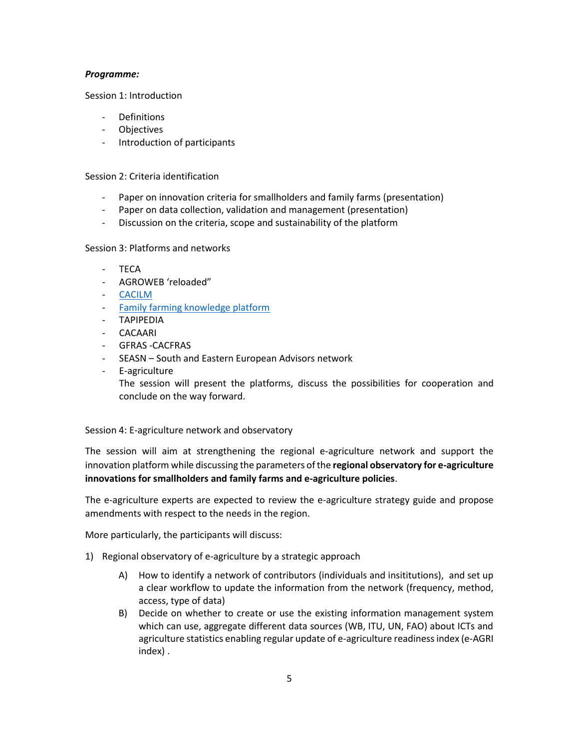***Programme:***

Session 1: Introduction

- Definitions
- Objectives
- Introduction of participants

Session 2: Criteria identification

- Paper on innovation criteria for smallholders and family farms (presentation)
- Paper on data collection, validation and management (presentation)
- Discussion on the criteria, scope and sustainability of the platform

Session 3: Platforms and networks

- TECA
- AGROWEB 'reloaded"
- CACILM
- Family farming knowledge platform
- TAPIPEDIA
- CACAARI
- GFRAS -CACFRAS
- SEASN – South and Eastern European Advisors network
- E-agriculture
  The session will present the platforms, discuss the possibilities for cooperation and conclude on the way forward.

Session 4: E-agriculture network and observatory

The session will aim at strengthening the regional e-agriculture network and support the innovation platform while discussing the parameters of the **regional observatory for e-agriculture innovations for smallholders and family farms and e-agriculture policies**.

The e-agriculture experts are expected to review the e-agriculture strategy guide and propose amendments with respect to the needs in the region.

More particularly, the participants will discuss:

1) Regional observatory of e-agriculture by a strategic approach
   - A) How to identify a network of contributors (individuals and insititutions), and set up a clear workflow to update the information from the network (frequency, method, access, type of data)
   - B) Decide on whether to create or use the existing information management system which can use, aggregate different data sources (WB, ITU, UN, FAO) about ICTs and agriculture statistics enabling regular update of e-agriculture readiness index (e-AGRI index) .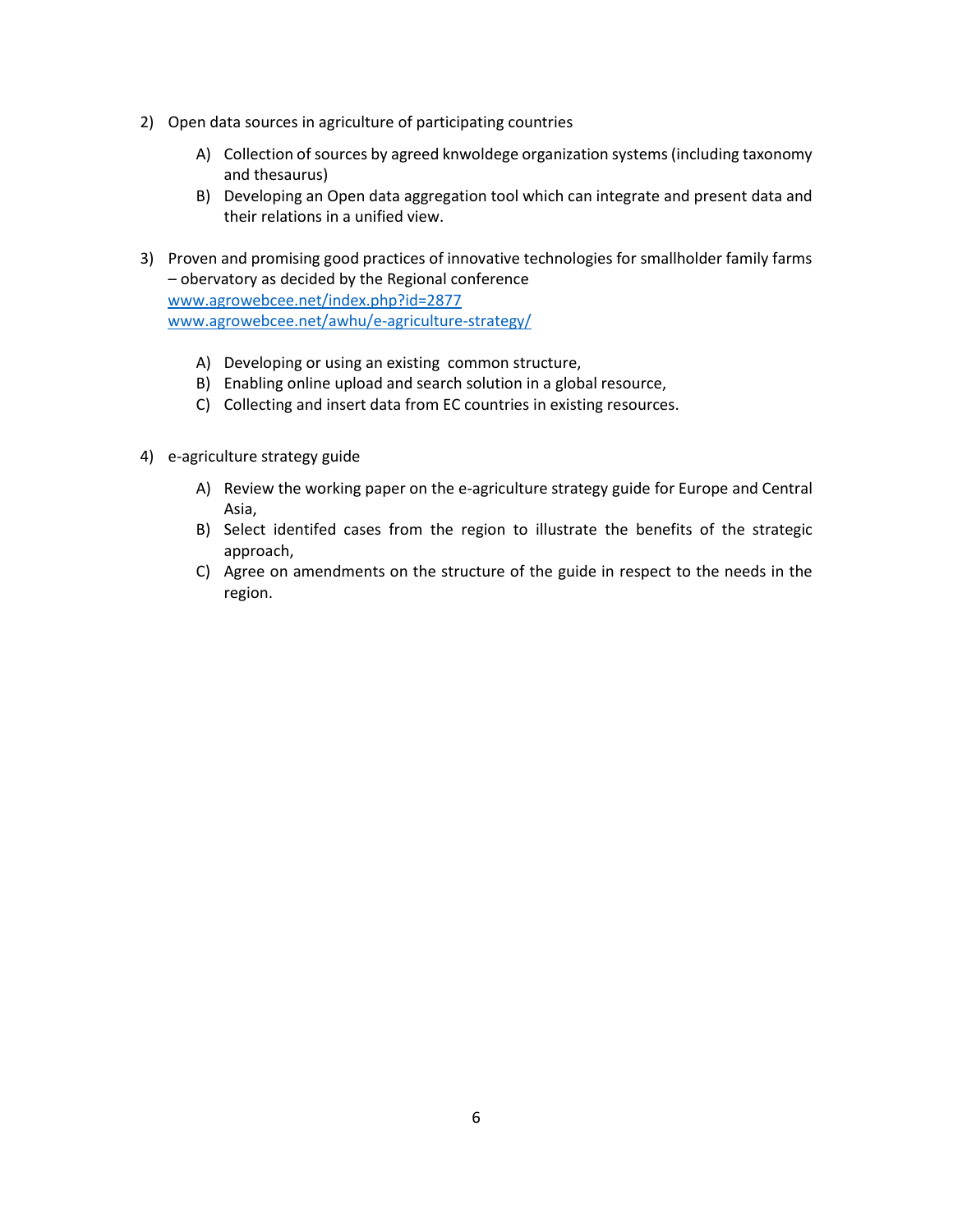2) Open data sources in agriculture of participating countries

   A) Collection of sources by agreed knwoldege organization systems (including taxonomy and thesaurus)
   B) Developing an Open data aggregation tool which can integrate and present data and their relations in a unified view.

3) Proven and promising good practices of innovative technologies for smallholder family farms – obervatory as decided by the Regional conference
   www.agrowebcee.net/index.php?id=2877
   www.agrowebcee.net/awhu/e-agriculture-strategy/

   A) Developing or using an existing common structure,
   B) Enabling online upload and search solution in a global resource,
   C) Collecting and insert data from EC countries in existing resources.

4) e-agriculture strategy guide

   A) Review the working paper on the e-agriculture strategy guide for Europe and Central Asia,
   B) Select identifed cases from the region to illustrate the benefits of the strategic approach,
   C) Agree on amendments on the structure of the guide in respect to the needs in the region.